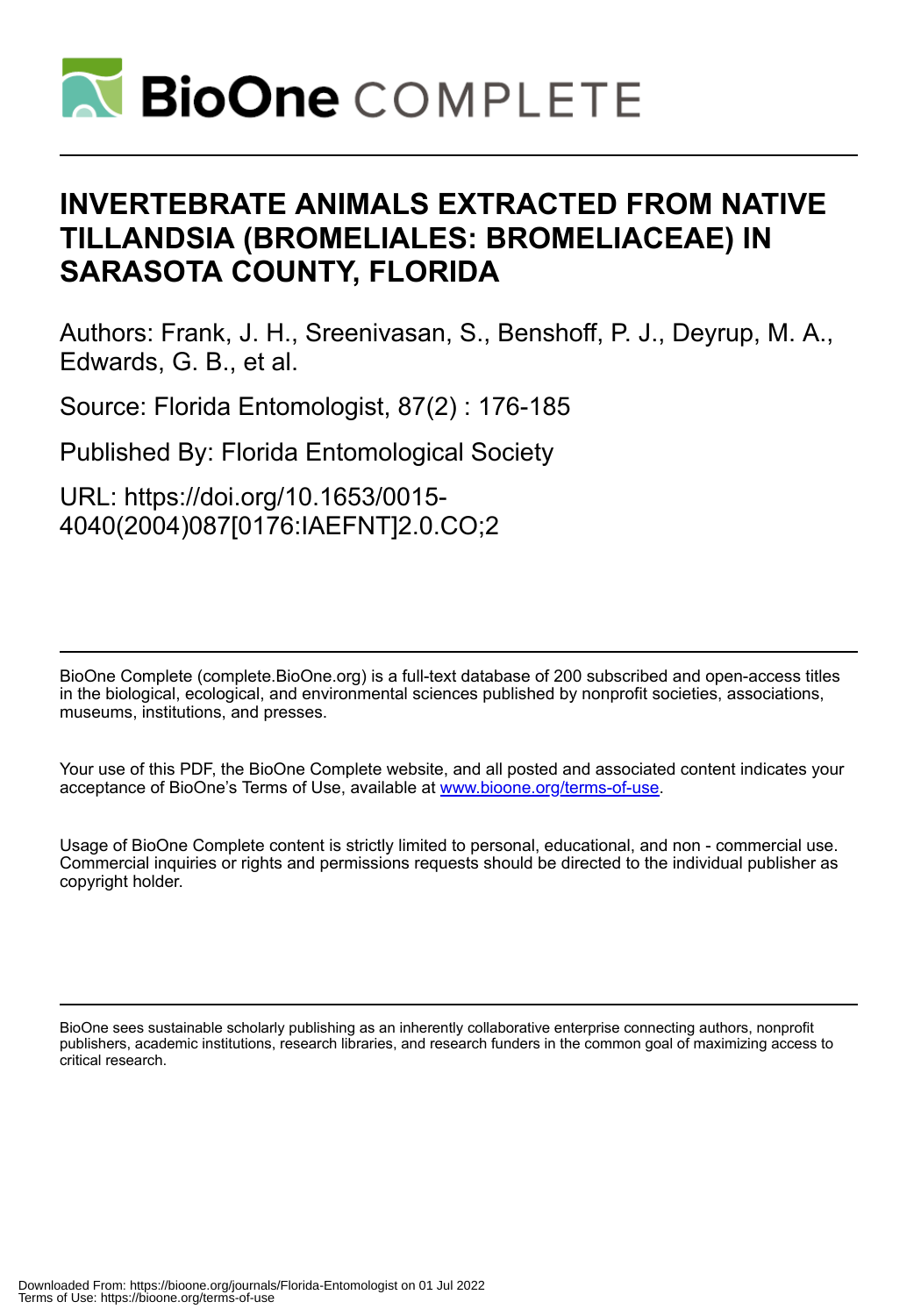# INVERTEBRATE ANIMALS EXTRACTED FROM NATIVE TILLANDSIA (BROMELIALES: BROMELIACEAE) IN SARASOTA COUNTY, FLORIDA

Authors: Frank, J. H., Sreenivasan, S., Benshoff, P. J., Deyrup, M. A., Edwards, G. B., et al.

Source: Florida Entomologist, 87(2) : 176-185

Published By: Florida Entomological Society

URL: https://doi.org/10.1653/0015-4040(2004)087[0176:IAEFNT]2.0.CO;2

BioOne Complete (complete.BioOne.org) is a full-text database of 200 subscribed and open-access titles in the biological, ecological, and environmental sciences published by nonprofit societies, associations, museums, institutions, and presses.

Your use of this PDF, the BioOne Complete website, and all posted and associated content indicates your acceptance of BioOne's Terms of Use, available at www.bioone.org/terms-of-use.

Usage of BioOne Complete content is strictly limited to personal, educational, and non - commercial use. Commercial inquiries or rights and permissions requests should be directed to the individual publisher as copyright holder.

BioOne sees sustainable scholarly publishing as an inherently collaborative enterprise connecting authors, nonprofit publishers, academic institutions, research libraries, and research funders in the common goal of maximizing access to critical research.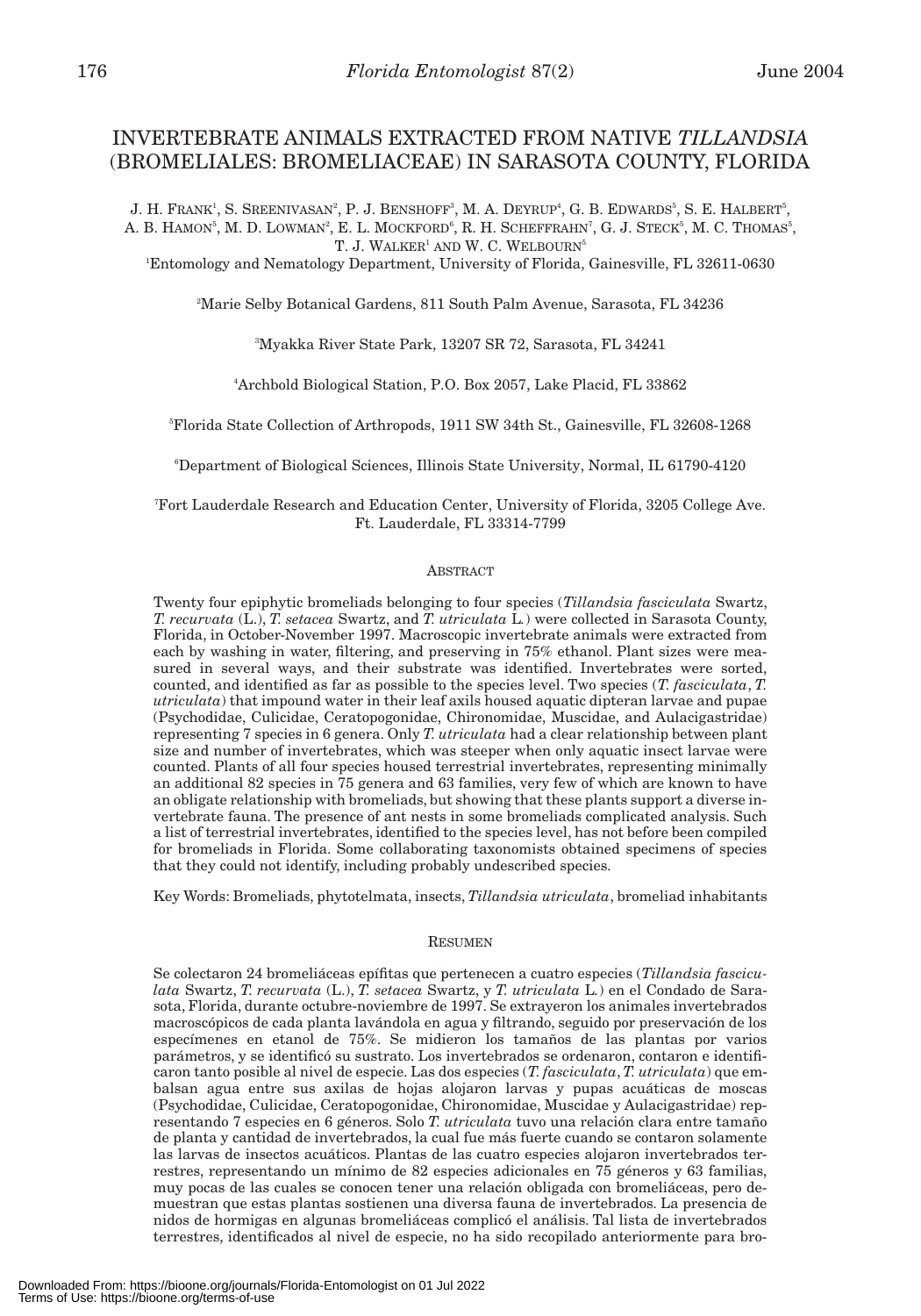# INVERTEBRATE ANIMALS EXTRACTED FROM NATIVE *TILLANDSIA* (BROMELIALES: BROMELIACEAE) IN SARASOTA COUNTY, FLORIDA

J. H. FRANK[1], S. SREENIVASAN[2], P. J. BENSHOFF[3], M. A. DEYRUP[4], G. B. EDWARDS[5], S. E. HALBERT[5], A. B. HAMON[5], M. D. LOWMAN[2], E. L. MOCKFORD[6], R. H. SCHEFFRAHN[7], G. J. STECK[5], M. C. THOMAS[5], T. J. WALKER[1] AND W. C. WELBOURN[5]

[1]Entomology and Nematology Department, University of Florida, Gainesville, FL 32611-0630

[2]Marie Selby Botanical Gardens, 811 South Palm Avenue, Sarasota, FL 34236

[3]Myakka River State Park, 13207 SR 72, Sarasota, FL 34241

[4]Archbold Biological Station, P.O. Box 2057, Lake Placid, FL 33862

[5]Florida State Collection of Arthropods, 1911 SW 34th St., Gainesville, FL 32608-1268

[6]Department of Biological Sciences, Illinois State University, Normal, IL 61790-4120

[7]Fort Lauderdale Research and Education Center, University of Florida, 3205 College Ave. Ft. Lauderdale, FL 33314-7799

## ABSTRACT

Twenty four epiphytic bromeliads belonging to four species (*Tillandsia fasciculata* Swartz, *T. recurvata* (L.), *T. setacea* Swartz, and *T. utriculata* L.) were collected in Sarasota County, Florida, in October-November 1997. Macroscopic invertebrate animals were extracted from each by washing in water, filtering, and preserving in 75% ethanol. Plant sizes were measured in several ways, and their substrate was identified. Invertebrates were sorted, counted, and identified as far as possible to the species level. Two species (*T. fasciculata*, *T. utriculata*) that impound water in their leaf axils housed aquatic dipteran larvae and pupae (Psychodidae, Culicidae, Ceratopogonidae, Chironomidae, Muscidae, and Aulacigastridae) representing 7 species in 6 genera. Only *T. utriculata* had a clear relationship between plant size and number of invertebrates, which was steeper when only aquatic insect larvae were counted. Plants of all four species housed terrestrial invertebrates, representing minimally an additional 82 species in 75 genera and 63 families, very few of which are known to have an obligate relationship with bromeliads, but showing that these plants support a diverse invertebrate fauna. The presence of ant nests in some bromeliads complicated analysis. Such a list of terrestrial invertebrates, identified to the species level, has not before been compiled for bromeliads in Florida. Some collaborating taxonomists obtained specimens of species that they could not identify, including probably undescribed species.

Key Words: Bromeliads, phytotelmata, insects, *Tillandsia utriculata*, bromeliad inhabitants

## RESUMEN

Se colectaron 24 bromeliáceas epífitas que pertenecen a cuatro especies (*Tillandsia fasciculata* Swartz, *T. recurvata* (L.), *T. setacea* Swartz, y *T. utriculata* L.) en el Condado de Sarasota, Florida, durante octubre-noviembre de 1997. Se extrayeron los animales invertebrados macroscópicos de cada planta lavándola en agua y filtrando, seguido por preservación de los especímenes en etanol de 75%. Se midieron los tamaños de las plantas por varios parámetros, y se identificó su sustrato. Los invertebrados se ordenaron, contaron e identificaron tanto posible al nivel de especie. Las dos especies (*T. fasciculata*, *T. utriculata*) que embalsan agua entre sus axilas de hojas alojaron larvas y pupas acuáticas de moscas (Psychodidae, Culicidae, Ceratopogonidae, Chironomidae, Muscidae y Aulacigastridae) representando 7 especies en 6 géneros. Solo *T. utriculata* tuvo una relación clara entre tamaño de planta y cantidad de invertebrados, la cual fue más fuerte cuando se contaron solamente las larvas de insectos acuáticos. Plantas de las cuatro especies alojaron invertebrados terrestres, representando un mínimo de 82 especies adicionales en 75 géneros y 63 familias, muy pocas de las cuales se conocen tener una relación obligada con bromeliáceas, pero demuestran que estas plantas sostienen una diversa fauna de invertebrados. La presencia de nidos de hormigas en algunas bromeliáceas complicó el análisis. Tal lista de invertebrados terrestres, identificados al nivel de especie, no ha sido recopilado anteriormente para bro-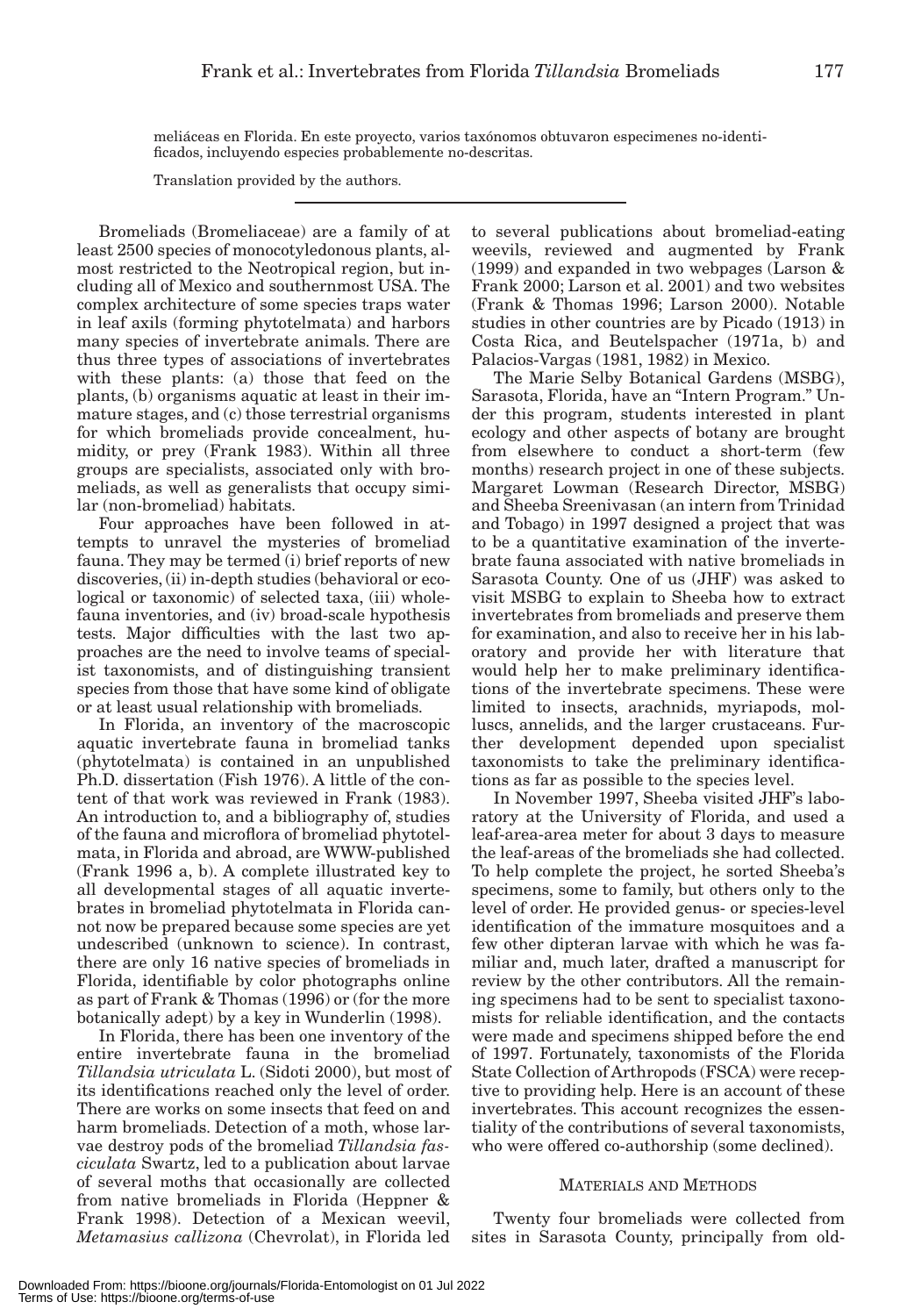meliáceas en Florida. En este proyecto, varios taxónomos obtuvaron especimenes no-identificados, incluyendo especies probablemente no-descritas.

Translation provided by the authors.

---

Bromeliads (Bromeliaceae) are a family of at least 2500 species of monocotyledonous plants, almost restricted to the Neotropical region, but including all of Mexico and southernmost USA. The complex architecture of some species traps water in leaf axils (forming phytotelmata) and harbors many species of invertebrate animals. There are thus three types of associations of invertebrates with these plants: (a) those that feed on the plants, (b) organisms aquatic at least in their immature stages, and (c) those terrestrial organisms for which bromeliads provide concealment, humidity, or prey (Frank 1983). Within all three groups are specialists, associated only with bromeliads, as well as generalists that occupy similar (non-bromeliad) habitats.

Four approaches have been followed in attempts to unravel the mysteries of bromeliad fauna. They may be termed (i) brief reports of new discoveries, (ii) in-depth studies (behavioral or ecological or taxonomic) of selected taxa, (iii) whole-fauna inventories, and (iv) broad-scale hypothesis tests. Major difficulties with the last two approaches are the need to involve teams of specialist taxonomists, and of distinguishing transient species from those that have some kind of obligate or at least usual relationship with bromeliads.

In Florida, an inventory of the macroscopic aquatic invertebrate fauna in bromeliad tanks (phytotelmata) is contained in an unpublished Ph.D. dissertation (Fish 1976). A little of the content of that work was reviewed in Frank (1983). An introduction to, and a bibliography of, studies of the fauna and microflora of bromeliad phytotelmata, in Florida and abroad, are WWW-published (Frank 1996 a, b). A complete illustrated key to all developmental stages of all aquatic invertebrates in bromeliad phytotelmata in Florida cannot now be prepared because some species are yet undescribed (unknown to science). In contrast, there are only 16 native species of bromeliads in Florida, identifiable by color photographs online as part of Frank & Thomas (1996) or (for the more botanically adept) by a key in Wunderlin (1998).

In Florida, there has been one inventory of the entire invertebrate fauna in the bromeliad *Tillandsia utriculata* L. (Sidoti 2000), but most of its identifications reached only the level of order. There are works on some insects that feed on and harm bromeliads. Detection of a moth, whose larvae destroy pods of the bromeliad *Tillandsia fasciculata* Swartz, led to a publication about larvae of several moths that occasionally are collected from native bromeliads in Florida (Heppner & Frank 1998). Detection of a Mexican weevil, *Metamasius callizona* (Chevrolat), in Florida led to several publications about bromeliad-eating weevils, reviewed and augmented by Frank (1999) and expanded in two webpages (Larson & Frank 2000; Larson et al. 2001) and two websites (Frank & Thomas 1996; Larson 2000). Notable studies in other countries are by Picado (1913) in Costa Rica, and Beutelspacher (1971a, b) and Palacios-Vargas (1981, 1982) in Mexico.

The Marie Selby Botanical Gardens (MSBG), Sarasota, Florida, have an "Intern Program." Under this program, students interested in plant ecology and other aspects of botany are brought from elsewhere to conduct a short-term (few months) research project in one of these subjects. Margaret Lowman (Research Director, MSBG) and Sheeba Sreenivasan (an intern from Trinidad and Tobago) in 1997 designed a project that was to be a quantitative examination of the invertebrate fauna associated with native bromeliads in Sarasota County. One of us (JHF) was asked to visit MSBG to explain to Sheeba how to extract invertebrates from bromeliads and preserve them for examination, and also to receive her in his laboratory and provide her with literature that would help her to make preliminary identifications of the invertebrate specimens. These were limited to insects, arachnids, myriapods, molluscs, annelids, and the larger crustaceans. Further development depended upon specialist taxonomists to take the preliminary identifications as far as possible to the species level.

In November 1997, Sheeba visited JHF's laboratory at the University of Florida, and used a leaf-area-area meter for about 3 days to measure the leaf-areas of the bromeliads she had collected. To help complete the project, he sorted Sheeba's specimens, some to family, but others only to the level of order. He provided genus- or species-level identification of the immature mosquitoes and a few other dipteran larvae with which he was familiar and, much later, drafted a manuscript for review by the other contributors. All the remaining specimens had to be sent to specialist taxonomists for reliable identification, and the contacts were made and specimens shipped before the end of 1997. Fortunately, taxonomists of the Florida State Collection of Arthropods (FSCA) were receptive to providing help. Here is an account of these invertebrates. This account recognizes the essentiality of the contributions of several taxonomists, who were offered co-authorship (some declined).

## MATERIALS AND METHODS

Twenty four bromeliads were collected from sites in Sarasota County, principally from old-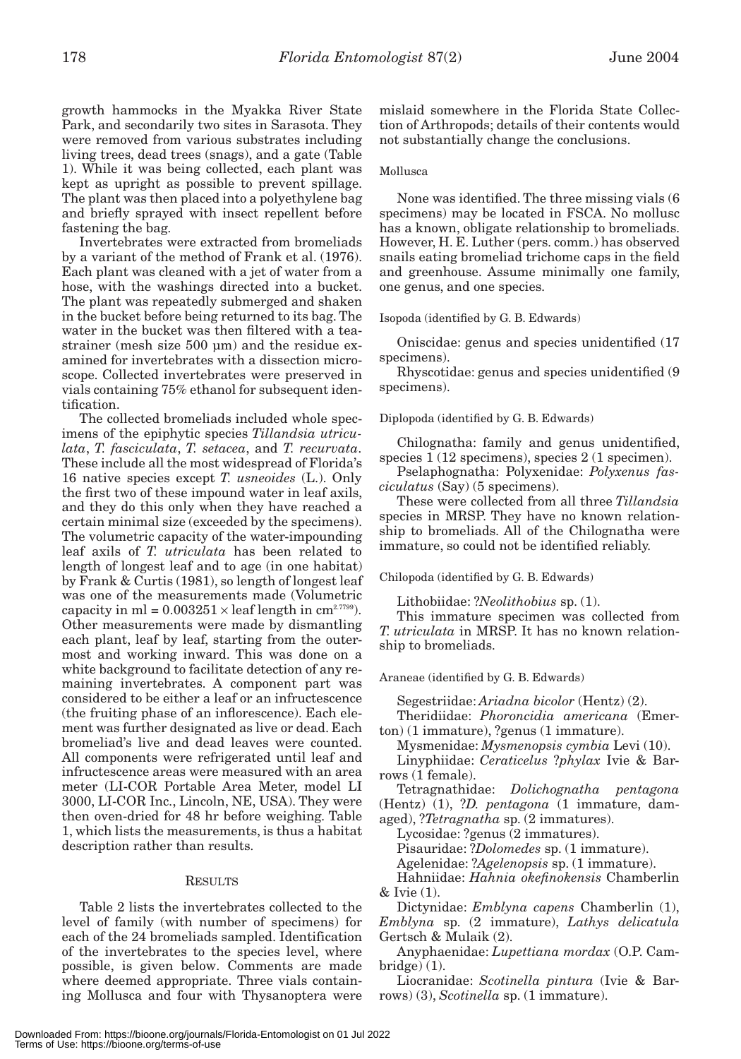growth hammocks in the Myakka River State Park, and secondarily two sites in Sarasota. They were removed from various substrates including living trees, dead trees (snags), and a gate (Table 1). While it was being collected, each plant was kept as upright as possible to prevent spillage. The plant was then placed into a polyethylene bag and briefly sprayed with insect repellent before fastening the bag.

Invertebrates were extracted from bromeliads by a variant of the method of Frank et al. (1976). Each plant was cleaned with a jet of water from a hose, with the washings directed into a bucket. The plant was repeatedly submerged and shaken in the bucket before being returned to its bag. The water in the bucket was then filtered with a tea-strainer (mesh size 500 μm) and the residue examined for invertebrates with a dissection microscope. Collected invertebrates were preserved in vials containing 75% ethanol for subsequent identification.

The collected bromeliads included whole specimens of the epiphytic species *Tillandsia utriculata*, *T. fasciculata*, *T. setacea*, and *T. recurvata*. These include all the most widespread of Florida's 16 native species except *T. usneoides* (L.). Only the first two of these impound water in leaf axils, and they do this only when they have reached a certain minimal size (exceeded by the specimens). The volumetric capacity of the water-impounding leaf axils of *T. utriculata* has been related to length of longest leaf and to age (in one habitat) by Frank & Curtis (1981), so length of longest leaf was one of the measurements made (Volumetric capacity in ml = $0.003251 \times$ leaf length in $cm^{2.7799}$). Other measurements were made by dismantling each plant, leaf by leaf, starting from the outermost and working inward. This was done on a white background to facilitate detection of any remaining invertebrates. A component part was considered to be either a leaf or an infructescence (the fruiting phase of an inflorescence). Each element was further designated as live or dead. Each bromeliad's live and dead leaves were counted. All components were refrigerated until leaf and infructescence areas were measured with an area meter (LI-COR Portable Area Meter, model LI 3000, LI-COR Inc., Lincoln, NE, USA). They were then oven-dried for 48 hr before weighing. Table 1, which lists the measurements, is thus a habitat description rather than results.

## RESULTS

Table 2 lists the invertebrates collected to the level of family (with number of specimens) for each of the 24 bromeliads sampled. Identification of the invertebrates to the species level, where possible, is given below. Comments are made where deemed appropriate. Three vials containing Mollusca and four with Thysanoptera were mislaid somewhere in the Florida State Collection of Arthropods; details of their contents would not substantially change the conclusions.

### Mollusca

None was identified. The three missing vials (6 specimens) may be located in FSCA. No mollusc has a known, obligate relationship to bromeliads. However, H. E. Luther (pers. comm.) has observed snails eating bromeliad trichome caps in the field and greenhouse. Assume minimally one family, one genus, and one species.

### Isopoda (identified by G. B. Edwards)

Oniscidae: genus and species unidentified (17 specimens).

Rhyscotidae: genus and species unidentified (9 specimens).

### Diplopoda (identified by G. B. Edwards)

Chilognatha: family and genus unidentified, species 1 (12 specimens), species 2 (1 specimen).

Pselaphognatha: Polyxenidae: *Polyxenus fasciculatus* (Say) (5 specimens).

These were collected from all three *Tillandsia* species in MRSP. They have no known relationship to bromeliads. All of the Chilognatha were immature, so could not be identified reliably.

### Chilopoda (identified by G. B. Edwards)

Lithobiidae: ?*Neolithobius* sp. (1).

This immature specimen was collected from *T. utriculata* in MRSP. It has no known relationship to bromeliads.

### Araneae (identified by G. B. Edwards)

Segestriidae: *Ariadna bicolor* (Hentz) (2).

Theridiidae: *Phoroncidia americana* (Emerton) (1 immature), ?genus (1 immature).

Mysmenidae: *Mysmenopsis cymbia* Levi (10).

Linyphiidae: *Ceraticelus* ?*phylax* Ivie & Barrows (1 female).

Tetragnathidae: *Dolichognatha pentagona* (Hentz) (1), ?*D. pentagona* (1 immature, damaged), ?*Tetragnatha* sp. (2 immatures).

Lycosidae: ?genus (2 immatures).

Pisauridae: ?*Dolomedes* sp. (1 immature).

Agelenidae: ?*Agelenopsis* sp. (1 immature).

Hahniidae: *Hahnia okefinokensis* Chamberlin & Ivie (1).

Dictynidae: *Emblyna capens* Chamberlin (1), *Emblyna* sp. (2 immature), *Lathys delicatula* Gertsch & Mulaik (2).

Anyphaenidae: *Lupettiana mordax* (O.P. Cambridge) (1).

Liocranidae: *Scotinella pintura* (Ivie & Barrows) (3), *Scotinella* sp. (1 immature).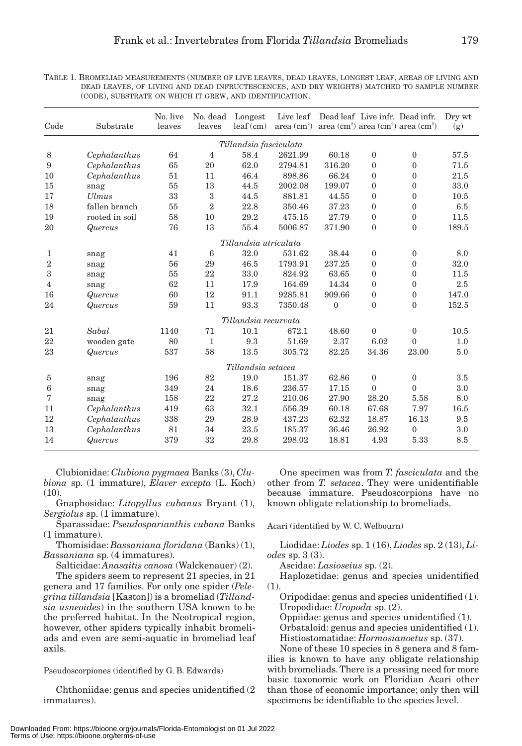TABLE 1. BROMELIAD MEASUREMENTS (NUMBER OF LIVE LEAVES, DEAD LEAVES, LONGEST LEAF, AREAS OF LIVING AND DEAD LEAVES, OF LIVING AND DEAD INFRUCTESCENCES, AND DRY WEIGHTS) MATCHED TO SAMPLE NUMBER (CODE), SUBSTRATE ON WHICH IT GREW, AND IDENTIFICATION.

| Code | Substrate | No. live leaves | No. dead leaves | Longest leaf (cm) | Live leaf area ($cm^2$) | Dead leaf area ($cm^2$) | Live infr. area ($cm^2$) | Dead infr. area ($cm^2$) | Dry wt (g) |
|---|---|---|---|---|---|---|---|---|---|
| | | | | *Tillandsia fasciculata* | | | | | |
| 8 | *Cephalanthus* | 64 | 4 | 58.4 | 2621.99 | 60.18 | 0 | 0 | 57.5 |
| 9 | *Cephalanthus* | 65 | 20 | 62.0 | 2794.81 | 316.20 | 0 | 0 | 71.5 |
| 10 | *Cephalanthus* | 51 | 11 | 46.4 | 898.86 | 66.24 | 0 | 0 | 21.5 |
| 15 | snag | 55 | 13 | 44.5 | 2002.08 | 199.07 | 0 | 0 | 33.0 |
| 17 | *Ulmus* | 33 | 3 | 44.5 | 881.81 | 44.55 | 0 | 0 | 10.5 |
| 18 | fallen branch | 55 | 2 | 22.8 | 350.46 | 37.23 | 0 | 0 | 6.5 |
| 19 | rooted in soil | 58 | 10 | 29.2 | 475.15 | 27.79 | 0 | 0 | 11.5 |
| 20 | *Quercus* | 76 | 13 | 55.4 | 5006.87 | 371.90 | 0 | 0 | 189.5 |
| | | | | *Tillandsia utriculata* | | | | | |
| 1 | snag | 41 | 6 | 32.0 | 531.62 | 38.44 | 0 | 0 | 8.0 |
| 2 | snag | 56 | 29 | 46.5 | 1793.91 | 237.25 | 0 | 0 | 32.0 |
| 3 | snag | 55 | 22 | 33.0 | 824.92 | 63.65 | 0 | 0 | 11.5 |
| 4 | snag | 62 | 11 | 17.9 | 164.69 | 14.34 | 0 | 0 | 2.5 |
| 16 | *Quercus* | 60 | 12 | 91.1 | 9285.81 | 909.66 | 0 | 0 | 147.0 |
| 24 | *Quercus* | 59 | 11 | 93.3 | 7350.48 | 0 | 0 | 0 | 152.5 |
| | | | | *Tillandsia recurvata* | | | | | |
| 21 | *Sabal* | 1140 | 71 | 10.1 | 672.1 | 48.60 | 0 | 0 | 10.5 |
| 22 | wooden gate | 80 | 1 | 9.3 | 51.69 | 2.37 | 6.02 | 0 | 1.0 |
| 23 | *Quercus* | 537 | 58 | 13.5 | 305.72 | 82.25 | 34.36 | 23.00 | 5.0 |
| | | | | *Tillandsia setacea* | | | | | |
| 5 | snag | 196 | 82 | 19.0 | 151.37 | 62.86 | 0 | 0 | 3.5 |
| 6 | snag | 349 | 24 | 18.6 | 236.57 | 17.15 | 0 | 0 | 3.0 |
| 7 | snag | 158 | 22 | 27.2 | 210.06 | 27.90 | 28.20 | 5.58 | 8.0 |
| 11 | *Cephalanthus* | 419 | 63 | 32.1 | 556.39 | 60.18 | 67.68 | 7.97 | 16.5 |
| 12 | *Cephalanthus* | 338 | 29 | 28.9 | 437.23 | 62.32 | 18.87 | 16.13 | 9.5 |
| 13 | *Cephalanthus* | 81 | 34 | 23.5 | 185.37 | 36.46 | 26.92 | 0 | 3.0 |
| 14 | *Quercus* | 379 | 32 | 29.8 | 298.02 | 18.81 | 4.93 | 5.33 | 8.5 |

Clubionidae: *Clubiona pygmaea* Banks (3), *Clubiona* sp. (1 immature), *Elaver excepta* (L. Koch) (10).

Gnaphosidae: *Litopyllus cubanus* Bryant (1), *Sergiolus* sp. (1 immature).

Sparassidae: *Pseudosparianthis cubana* Banks (1 immature).

Thomisidae: *Bassaniana floridana* (Banks) (1), *Bassaniana* sp. (4 immatures).

Salticidae: *Anasaitis canosa* (Walckenauer) (2).

The spiders seem to represent 21 species, in 21 genera and 17 families. For only one spider (*Pelegrina tillandsia* [Kaston]) is a bromeliad (*Tillandsia usneoides*) in the southern USA known to be the preferred habitat. In the Neotropical region, however, other spiders typically inhabit bromeliads and even are semi-aquatic in bromeliad leaf axils.

Pseudoscorpiones (identified by G. B. Edwards)

Chthoniidae: genus and species unidentified (2 immatures).

One specimen was from *T. fasciculata* and the other from *T. setacea*. They were unidentifiable because immature. Pseudoscorpions have no known obligate relationship to bromeliads.

Acari (identified by W. C. Welbourn)

Liodidae: *Liodes* sp. 1 (16), *Liodes* sp. 2 (13), *Liodes* sp. 3 (3).

Ascidae: *Lasioseius* sp. (2).

Haplozetidae: genus and species unidentified (1).

Oripodidae: genus and species unidentified (1).

Uropodidae: *Uropoda* sp. (2).

Oppiidae: genus and species unidentified (1).

Orbataloid: genus and species unidentified (1).

Histiostomatidae: *Hormosianoetus* sp. (37).

None of these 10 species in 8 genera and 8 families is known to have any obligate relationship with bromeliads. There is a pressing need for more basic taxonomic work on Floridian Acari other than those of economic importance; only then will specimens be identifiable to the species level.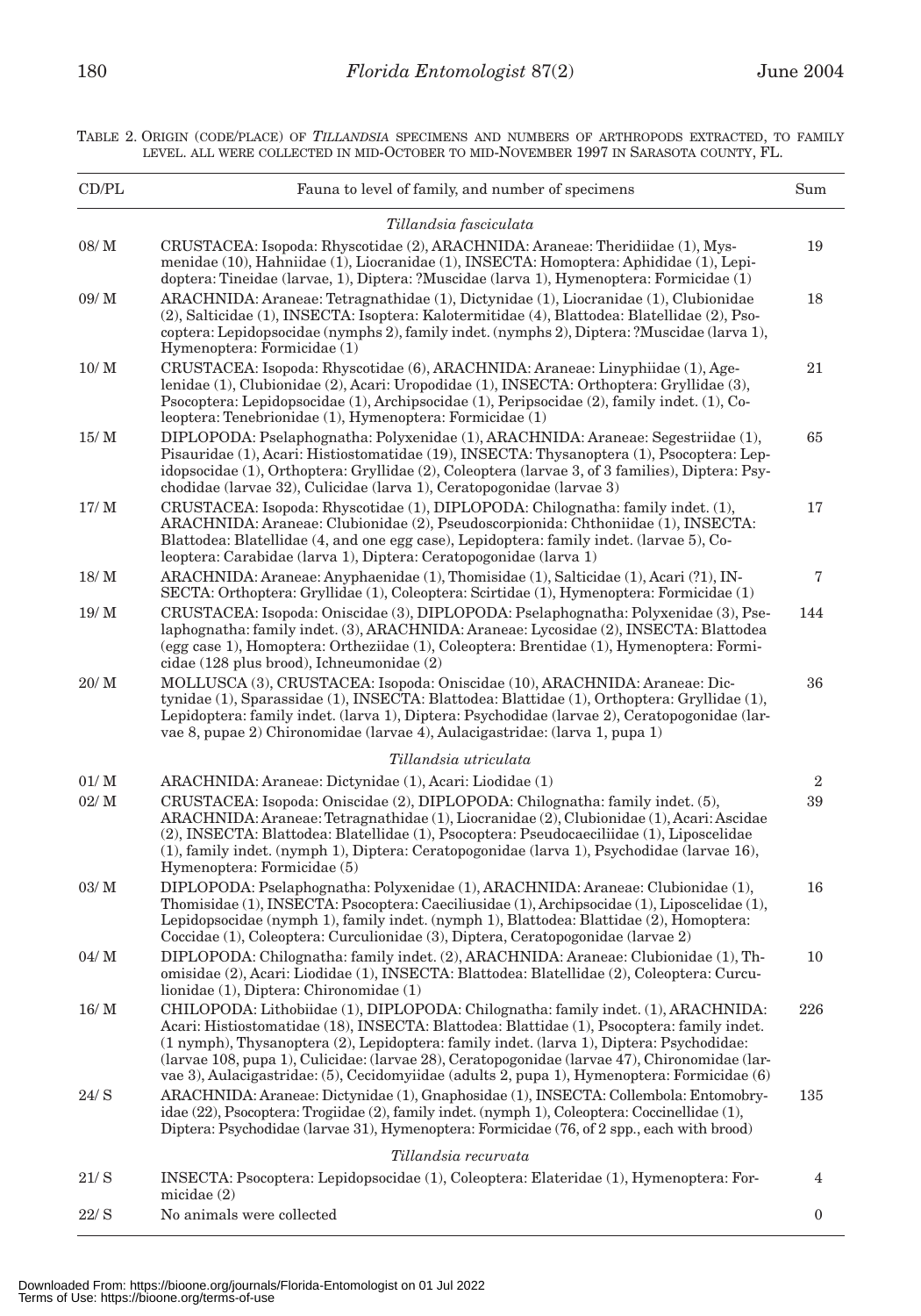TABLE 2. ORIGIN (CODE/PLACE) OF *TILLANDSIA* SPECIMENS AND NUMBERS OF ARTHROPODS EXTRACTED, TO FAMILY LEVEL. ALL WERE COLLECTED IN MID-OCTOBER TO MID-NOVEMBER 1997 IN SARASOTA COUNTY, FL.

| CD/PL | Fauna to level of family, and number of specimens | Sum |
|---|---|---|
| | *Tillandsia fasciculata* | |
| 08/ M | CRUSTACEA: Isopoda: Rhyscotidae (2), ARACHNIDA: Araneae: Theridiidae (1), Mysmenidae (10), Hahniidae (1), Liocranidae (1), INSECTA: Homoptera: Aphididae (1), Lepidoptera: Tineidae (larvae, 1), Diptera: ?Muscidae (larva 1), Hymenoptera: Formicidae (1) | 19 |
| 09/ M | ARACHNIDA: Araneae: Tetragnathidae (1), Dictynidae (1), Liocranidae (1), Clubionidae (2), Salticidae (1), INSECTA: Isoptera: Kalotermitidae (4), Blattodea: Blatellidae (2), Psocoptera: Lepidopsocidae (nymphs 2), family indet. (nymphs 2), Diptera: ?Muscidae (larva 1), Hymenoptera: Formicidae (1) | 18 |
| 10/ M | CRUSTACEA: Isopoda: Rhyscotidae (6), ARACHNIDA: Araneae: Linyphiidae (1), Agelenidae (1), Clubionidae (2), Acari: Uropodidae (1), INSECTA: Orthoptera: Gryllidae (3), Psocoptera: Lepidopsocidae (1), Archipsocidae (1), Peripsocidae (2), family indet. (1), Coleoptera: Tenebrionidae (1), Hymenoptera: Formicidae (1) | 21 |
| 15/ M | DIPLOPODA: Pselaphognatha: Polyxenidae (1), ARACHNIDA: Araneae: Segestriidae (1), Pisauridae (1), Acari: Histiostomatidae (19), INSECTA: Thysanoptera (1), Psocoptera: Lepidopsocidae (1), Orthoptera: Gryllidae (2), Coleoptera (larvae 3, of 3 families), Diptera: Psychodidae (larvae 32), Culicidae (larva 1), Ceratopogonidae (larvae 3) | 65 |
| 17/ M | CRUSTACEA: Isopoda: Rhyscotidae (1), DIPLOPODA: Chilognatha: family indet. (1), ARACHNIDA: Araneae: Clubionidae (2), Pseudoscorpionida: Chthoniidae (1), INSECTA: Blattodea: Blatellidae (4, and one egg case), Lepidoptera: family indet. (larvae 5), Coleoptera: Carabidae (larva 1), Diptera: Ceratopogonidae (larva 1) | 17 |
| 18/ M | ARACHNIDA: Araneae: Anyphaenidae (1), Thomisidae (1), Salticidae (1), Acari (?1), INSECTA: Orthoptera: Gryllidae (1), Coleoptera: Scirtidae (1), Hymenoptera: Formicidae (1) | 7 |
| 19/ M | CRUSTACEA: Isopoda: Oniscidae (3), DIPLOPODA: Pselaphognatha: Polyxenidae (3), Pselaphognatha: family indet. (3), ARACHNIDA: Araneae: Lycosidae (2), INSECTA: Blattodea (egg case 1), Homoptera: Ortheziidae (1), Coleoptera: Brentidae (1), Hymenoptera: Formicidae (128 plus brood), Ichneumonidae (2) | 144 |
| 20/ M | MOLLUSCA (3), CRUSTACEA: Isopoda: Oniscidae (10), ARACHNIDA: Araneae: Dictynidae (1), Sparassidae (1), INSECTA: Blattodea: Blattidae (1), Orthoptera: Gryllidae (1), Lepidoptera: family indet. (larva 1), Diptera: Psychodidae (larvae 2), Ceratopogonidae (larvae 8, pupae 2) Chironomidae (larvae 4), Aulacigastridae: (larva 1, pupa 1) | 36 |
| | *Tillandsia utriculata* | |
| 01/ M | ARACHNIDA: Araneae: Dictynidae (1), Acari: Liodidae (1) | 2 |
| 02/ M | CRUSTACEA: Isopoda: Oniscidae (2), DIPLOPODA: Chilognatha: family indet. (5), ARACHNIDA: Araneae: Tetragnathidae (1), Liocranidae (2), Clubionidae (1), Acari: Ascidae (2), INSECTA: Blattodea: Blatellidae (1), Psocoptera: Pseudocaeciliidae (1), Liposcelidae (1), family indet. (nymph 1), Diptera: Ceratopogonidae (larva 1), Psychodidae (larvae 16), Hymenoptera: Formicidae (5) | 39 |
| 03/ M | DIPLOPODA: Pselaphognatha: Polyxenidae (1), ARACHNIDA: Araneae: Clubionidae (1), Thomisidae (1), INSECTA: Psocoptera: Caeciliusidae (1), Archipsocidae (1), Liposcelidae (1), Lepidopsocidae (nymph 1), family indet. (nymph 1), Blattodea: Blattidae (2), Homoptera: Coccidae (1), Coleoptera: Curculionidae (3), Diptera, Ceratopogonidae (larvae 2) | 16 |
| 04/ M | DIPLOPODA: Chilognatha: family indet. (2), ARACHNIDA: Araneae: Clubionidae (1), Thomisidae (2), Acari: Liodidae (1), INSECTA: Blattodea: Blatellidae (2), Coleoptera: Curculionidae (1), Diptera: Chironomidae (1) | 10 |
| 16/ M | CHILOPODA: Lithobiidae (1), DIPLOPODA: Chilognatha: family indet. (1), ARACHNIDA: Acari: Histiostomatidae (18), INSECTA: Blattodea: Blattidae (1), Psocoptera: family indet. (1 nymph), Thysanoptera (2), Lepidoptera: family indet. (larva 1), Diptera: Psychodidae: (larvae 108, pupa 1), Culicidae: (larvae 28), Ceratopogonidae (larvae 47), Chironomidae (larvae 3), Aulacigastridae: (5), Cecidomyiidae (adults 2, pupa 1), Hymenoptera: Formicidae (6) | 226 |
| 24/ S | ARACHNIDA: Araneae: Dictynidae (1), Gnaphosidae (1), INSECTA: Collembola: Entomobryidae (22), Psocoptera: Trogiidae (2), family indet. (nymph 1), Coleoptera: Coccinellidae (1), Diptera: Psychodidae (larvae 31), Hymenoptera: Formicidae (76, of 2 spp., each with brood) | 135 |
| | *Tillandsia recurvata* | |
| 21/ S | INSECTA: Psocoptera: Lepidopsocidae (1), Coleoptera: Elateridae (1), Hymenoptera: Formicidae (2) | 4 |
| 22/ S | No animals were collected | 0 |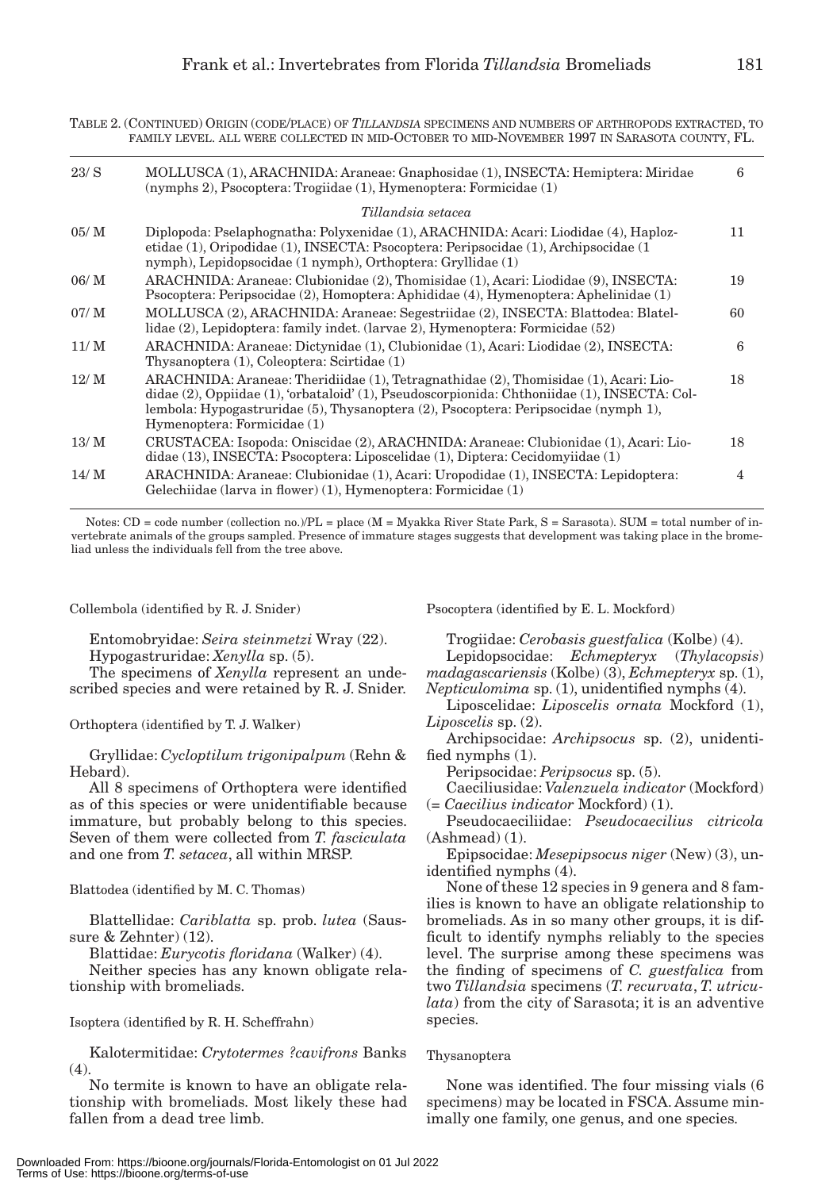TABLE 2. (CONTINUED) ORIGIN (CODE/PLACE) OF *TILLANDSIA* SPECIMENS AND NUMBERS OF ARTHROPODS EXTRACTED, TO FAMILY LEVEL. ALL WERE COLLECTED IN MID-OCTOBER TO MID-NOVEMBER 1997 IN SARASOTA COUNTY, FL.

| CD/PL | Taxa | SUM |
|---|---|---|
| 23/ S | MOLLUSCA (1), ARACHNIDA: Araneae: Gnaphosidae (1), INSECTA: Hemiptera: Miridae (nymphs 2), Psocoptera: Trogiidae (1), Hymenoptera: Formicidae (1) | 6 |
| | *Tillandsia setacea* | |
| 05/ M | Diplopoda: Pselaphognatha: Polyxenidae (1), ARACHNIDA: Acari: Liodidae (4), Haplozetidae (1), Oripodidae (1), INSECTA: Psocoptera: Peripsocidae (1), Archipsocidae (1 nymph), Lepidopsocidae (1 nymph), Orthoptera: Gryllidae (1) | 11 |
| 06/ M | ARACHNIDA: Araneae: Clubionidae (2), Thomisidae (1), Acari: Liodidae (9), INSECTA: Psocoptera: Peripsocidae (2), Homoptera: Aphididae (4), Hymenoptera: Aphelinidae (1) | 19 |
| 07/ M | MOLLUSCA (2), ARACHNIDA: Araneae: Segestriidae (2), INSECTA: Blattodea: Blatellidae (2), Lepidoptera: family indet. (larvae 2), Hymenoptera: Formicidae (52) | 60 |
| 11/ M | ARACHNIDA: Araneae: Dictynidae (1), Clubionidae (1), Acari: Liodidae (2), INSECTA: Thysanoptera (1), Coleoptera: Scirtidae (1) | 6 |
| 12/ M | ARACHNIDA: Araneae: Theridiidae (1), Tetragnathidae (2), Thomisidae (1), Acari: Liodidae (2), Oppiidae (1), 'orbataloid' (1), Pseudoscorpionida: Chthoniidae (1), INSECTA: Collembola: Hypogastruridae (5), Thysanoptera (2), Psocoptera: Peripsocidae (nymph 1), Hymenoptera: Formicidae (1) | 18 |
| 13/ M | CRUSTACEA: Isopoda: Oniscidae (2), ARACHNIDA: Araneae: Clubionidae (1), Acari: Liodidae (13), INSECTA: Psocoptera: Liposcelidae (1), Diptera: Cecidomyiidae (1) | 18 |
| 14/ M | ARACHNIDA: Araneae: Clubionidae (1), Acari: Uropodidae (1), INSECTA: Lepidoptera: Gelechiidae (larva in flower) (1), Hymenoptera: Formicidae (1) | 4 |

Notes: CD = code number (collection no.)/PL = place (M = Myakka River State Park, S = Sarasota). SUM = total number of invertebrate animals of the groups sampled. Presence of immature stages suggests that development was taking place in the bromeliad unless the individuals fell from the tree above.

Collembola (identified by R. J. Snider)

Entomobryidae: *Seira steinmetzi* Wray (22).
Hypogastruridae: *Xenylla* sp. (5).

The specimens of *Xenylla* represent an undescribed species and were retained by R. J. Snider.

Orthoptera (identified by T. J. Walker)

Gryllidae: *Cycloptilum trigonipalpum* (Rehn & Hebard).

All 8 specimens of Orthoptera were identified as of this species or were unidentifiable because immature, but probably belong to this species. Seven of them were collected from *T. fasciculata* and one from *T. setacea*, all within MRSP.

Blattodea (identified by M. C. Thomas)

Blattellidae: *Cariblatta* sp. prob. *lutea* (Saussure & Zehnter) (12).
Blattidae: *Eurycotis floridana* (Walker) (4).

Neither species has any known obligate relationship with bromeliads.

Isoptera (identified by R. H. Scheffrahn)

Kalotermitidae: *Crytotermes ?cavifrons* Banks (4).

No termite is known to have an obligate relationship with bromeliads. Most likely these had fallen from a dead tree limb.

Psocoptera (identified by E. L. Mockford)

Trogiidae: *Cerobasis guestfalica* (Kolbe) (4).
Lepidopsocidae: *Echmepteryx* (*Thylacopsis*) *madagascariensis* (Kolbe) (3), *Echmepteryx* sp. (1), *Nepticulomima* sp. (1), unidentified nymphs (4).
Liposcelidae: *Liposcelis ornata* Mockford (1), *Liposcelis* sp. (2).
Archipsocidae: *Archipsocus* sp. (2), unidentified nymphs (1).
Peripsocidae: *Peripsocus* sp. (5).
Caeciliusidae: *Valenzuela indicator* (Mockford) (= *Caecilius indicator* Mockford) (1).
Pseudocaeciliidae: *Pseudocaecilius citricola* (Ashmead) (1).
Epipsocidae: *Mesepipsocus niger* (New) (3), unidentified nymphs (4).

None of these 12 species in 9 genera and 8 families is known to have an obligate relationship to bromeliads. As in so many other groups, it is difficult to identify nymphs reliably to the species level. The surprise among these specimens was the finding of specimens of *C. guestfalica* from two *Tillandsia* specimens (*T. recurvata*, *T. utriculata*) from the city of Sarasota; it is an adventive species.

Thysanoptera

None was identified. The four missing vials (6 specimens) may be located in FSCA. Assume minimally one family, one genus, and one species.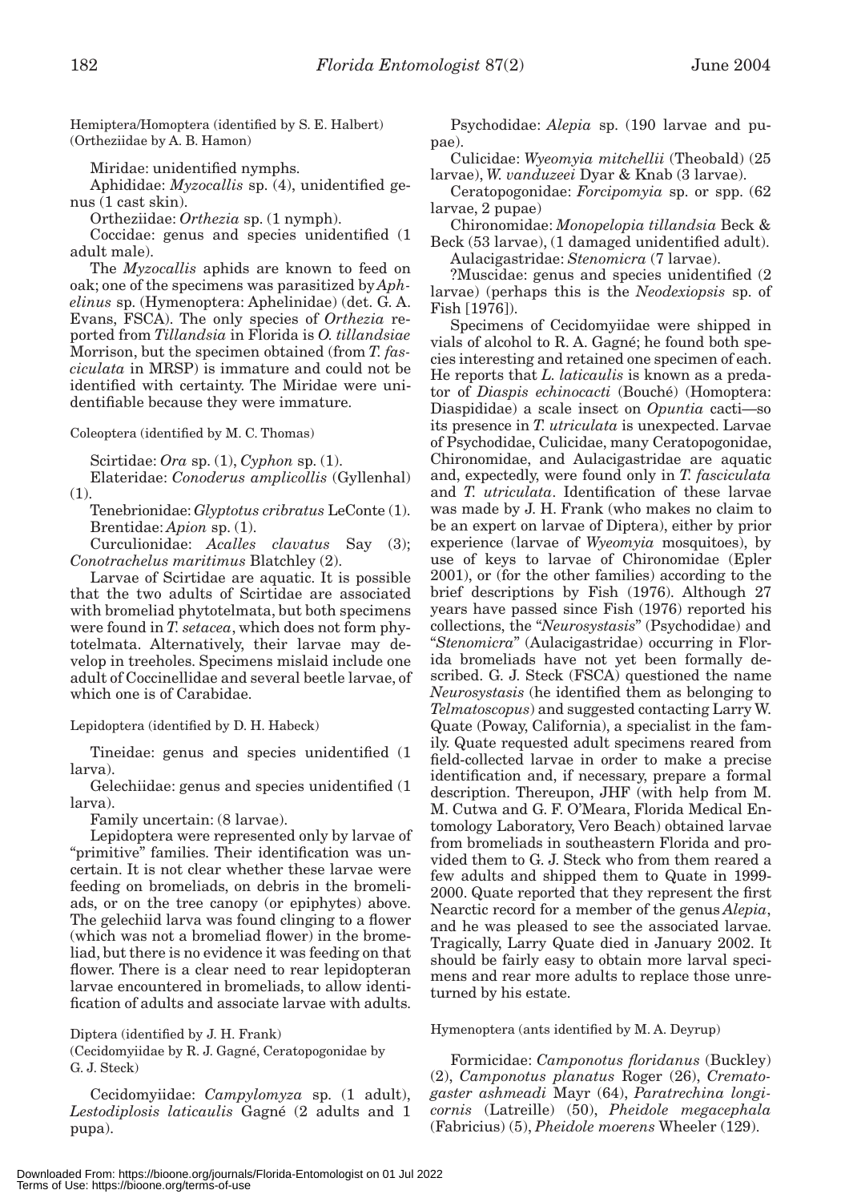Hemiptera/Homoptera (identified by S. E. Halbert) (Ortheziidae by A. B. Hamon)

Miridae: unidentified nymphs.

Aphididae: *Myzocallis* sp. (4), unidentified genus (1 cast skin).

Ortheziidae: *Orthezia* sp. (1 nymph).

Coccidae: genus and species unidentified (1 adult male).

The *Myzocallis* aphids are known to feed on oak; one of the specimens was parasitized by *Aphelinus* sp. (Hymenoptera: Aphelinidae) (det. G. A. Evans, FSCA). The only species of *Orthezia* reported from *Tillandsia* in Florida is *O. tillandsiae* Morrison, but the specimen obtained (from *T. fasciculata* in MRSP) is immature and could not be identified with certainty. The Miridae were unidentifiable because they were immature.

Coleoptera (identified by M. C. Thomas)

Scirtidae: *Ora* sp. (1), *Cyphon* sp. (1).

Elateridae: *Conoderus amplicollis* (Gyllenhal) (1).

Tenebrionidae: *Glyptotus cribratus* LeConte (1).

Brentidae: *Apion* sp. (1).

Curculionidae: *Acalles clavatus* Say (3); *Conotrachelus maritimus* Blatchley (2).

Larvae of Scirtidae are aquatic. It is possible that the two adults of Scirtidae are associated with bromeliad phytotelmata, but both specimens were found in *T. setacea*, which does not form phytotelmata. Alternatively, their larvae may develop in treeholes. Specimens mislaid include one adult of Coccinellidae and several beetle larvae, of which one is of Carabidae.

Lepidoptera (identified by D. H. Habeck)

Tineidae: genus and species unidentified (1 larva).

Gelechiidae: genus and species unidentified (1 larva).

Family uncertain: (8 larvae).

Lepidoptera were represented only by larvae of "primitive" families. Their identification was uncertain. It is not clear whether these larvae were feeding on bromeliads, on debris in the bromeliads, or on the tree canopy (or epiphytes) above. The gelechiid larva was found clinging to a flower (which was not a bromeliad flower) in the bromeliad, but there is no evidence it was feeding on that flower. There is a clear need to rear lepidopteran larvae encountered in bromeliads, to allow identification of adults and associate larvae with adults.

Diptera (identified by J. H. Frank)
(Cecidomyiidae by R. J. Gagné, Ceratopogonidae by G. J. Steck)

Cecidomyiidae: *Campylomyza* sp. (1 adult), *Lestodiplosis laticaulis* Gagné (2 adults and 1 pupa).

Psychodidae: *Alepia* sp. (190 larvae and pupae).

Culicidae: *Wyeomyia mitchellii* (Theobald) (25 larvae), *W. vanduzeei* Dyar & Knab (3 larvae).

Ceratopogonidae: *Forcipomyia* sp. or spp. (62 larvae, 2 pupae)

Chironomidae: *Monopelopia tillandsia* Beck & Beck (53 larvae), (1 damaged unidentified adult).

Aulacigastridae: *Stenomicra* (7 larvae).

?Muscidae: genus and species unidentified (2 larvae) (perhaps this is the *Neodexiopsis* sp. of Fish [1976]).

Specimens of Cecidomyiidae were shipped in vials of alcohol to R. A. Gagné; he found both species interesting and retained one specimen of each. He reports that *L. laticaulis* is known as a predator of *Diaspis echinocacti* (Bouché) (Homoptera: Diaspididae) a scale insect on *Opuntia* cacti—so its presence in *T. utriculata* is unexpected. Larvae of Psychodidae, Culicidae, many Ceratopogonidae, Chironomidae, and Aulacigastridae are aquatic and, expectedly, were found only in *T. fasciculata* and *T. utriculata*. Identification of these larvae was made by J. H. Frank (who makes no claim to be an expert on larvae of Diptera), either by prior experience (larvae of *Wyeomyia* mosquitoes), by use of keys to larvae of Chironomidae (Epler 2001), or (for the other families) according to the brief descriptions by Fish (1976). Although 27 years have passed since Fish (1976) reported his collections, the "*Neurosystasis*" (Psychodidae) and "*Stenomicra*" (Aulacigastridae) occurring in Florida bromeliads have not yet been formally described. G. J. Steck (FSCA) questioned the name *Neurosystasis* (he identified them as belonging to *Telmatoscopus*) and suggested contacting Larry W. Quate (Poway, California), a specialist in the family. Quate requested adult specimens reared from field-collected larvae in order to make a precise identification and, if necessary, prepare a formal description. Thereupon, JHF (with help from M. M. Cutwa and G. F. O'Meara, Florida Medical Entomology Laboratory, Vero Beach) obtained larvae from bromeliads in southeastern Florida and provided them to G. J. Steck who from them reared a few adults and shipped them to Quate in 1999-2000. Quate reported that they represent the first Nearctic record for a member of the genus *Alepia*, and he was pleased to see the associated larvae. Tragically, Larry Quate died in January 2002. It should be fairly easy to obtain more larval specimens and rear more adults to replace those unreturned by his estate.

Hymenoptera (ants identified by M. A. Deyrup)

Formicidae: *Camponotus floridanus* (Buckley) (2), *Camponotus planatus* Roger (26), *Crematogaster ashmeadi* Mayr (64), *Paratrechina longicornis* (Latreille) (50), *Pheidole megacephala* (Fabricius) (5), *Pheidole moerens* Wheeler (129).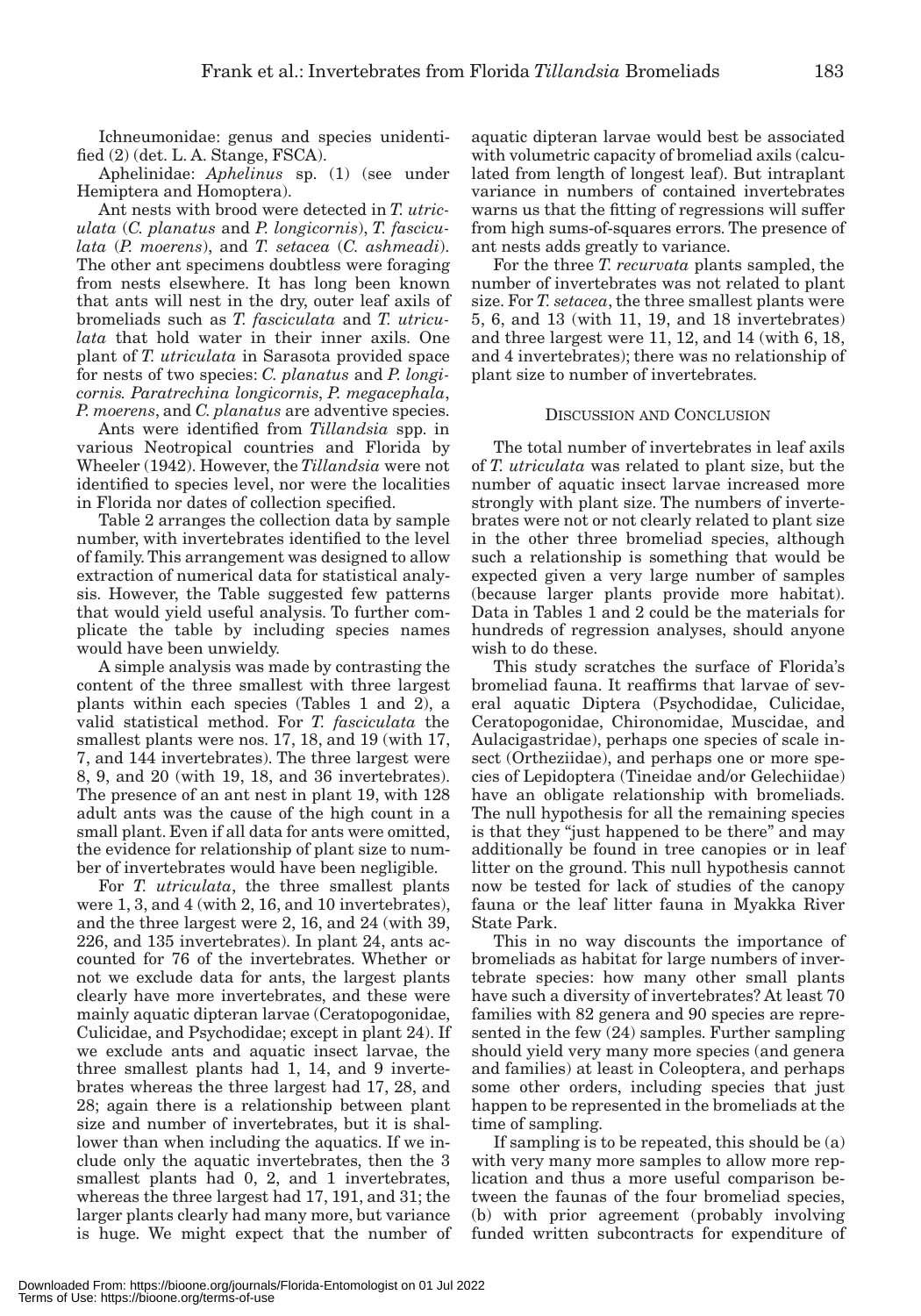Ichneumonidae: genus and species unidentified (2) (det. L. A. Stange, FSCA).

Aphelinidae: *Aphelinus* sp. (1) (see under Hemiptera and Homoptera).

Ant nests with brood were detected in *T. utriculata* (*C. planatus* and *P. longicornis*), *T. fasciculata* (*P. moerens*), and *T. setacea* (*C. ashmeadi*). The other ant specimens doubtless were foraging from nests elsewhere. It has long been known that ants will nest in the dry, outer leaf axils of bromeliads such as *T. fasciculata* and *T. utriculata* that hold water in their inner axils. One plant of *T. utriculata* in Sarasota provided space for nests of two species: *C. planatus* and *P. longicornis. Paratrechina longicornis*, *P. megacephala*, *P. moerens*, and *C. planatus* are adventive species.

Ants were identified from *Tillandsia* spp. in various Neotropical countries and Florida by Wheeler (1942). However, the *Tillandsia* were not identified to species level, nor were the localities in Florida nor dates of collection specified.

Table 2 arranges the collection data by sample number, with invertebrates identified to the level of family. This arrangement was designed to allow extraction of numerical data for statistical analysis. However, the Table suggested few patterns that would yield useful analysis. To further complicate the table by including species names would have been unwieldy.

A simple analysis was made by contrasting the content of the three smallest with three largest plants within each species (Tables 1 and 2), a valid statistical method. For *T. fasciculata* the smallest plants were nos. 17, 18, and 19 (with 17, 7, and 144 invertebrates). The three largest were 8, 9, and 20 (with 19, 18, and 36 invertebrates). The presence of an ant nest in plant 19, with 128 adult ants was the cause of the high count in a small plant. Even if all data for ants were omitted, the evidence for relationship of plant size to number of invertebrates would have been negligible.

For *T. utriculata*, the three smallest plants were 1, 3, and 4 (with 2, 16, and 10 invertebrates), and the three largest were 2, 16, and 24 (with 39, 226, and 135 invertebrates). In plant 24, ants accounted for 76 of the invertebrates. Whether or not we exclude data for ants, the largest plants clearly have more invertebrates, and these were mainly aquatic dipteran larvae (Ceratopogonidae, Culicidae, and Psychodidae; except in plant 24). If we exclude ants and aquatic insect larvae, the three smallest plants had 1, 14, and 9 invertebrates whereas the three largest had 17, 28, and 28; again there is a relationship between plant size and number of invertebrates, but it is shallower than when including the aquatics. If we include only the aquatic invertebrates, then the 3 smallest plants had 0, 2, and 1 invertebrates, whereas the three largest had 17, 191, and 31; the larger plants clearly had many more, but variance is huge. We might expect that the number of aquatic dipteran larvae would best be associated with volumetric capacity of bromeliad axils (calculated from length of longest leaf). But intraplant variance in numbers of contained invertebrates warns us that the fitting of regressions will suffer from high sums-of-squares errors. The presence of ant nests adds greatly to variance.

For the three *T. recurvata* plants sampled, the number of invertebrates was not related to plant size. For *T. setacea*, the three smallest plants were 5, 6, and 13 (with 11, 19, and 18 invertebrates) and three largest were 11, 12, and 14 (with 6, 18, and 4 invertebrates); there was no relationship of plant size to number of invertebrates.

## Discussion and Conclusion

The total number of invertebrates in leaf axils of *T. utriculata* was related to plant size, but the number of aquatic insect larvae increased more strongly with plant size. The numbers of invertebrates were not or not clearly related to plant size in the other three bromeliad species, although such a relationship is something that would be expected given a very large number of samples (because larger plants provide more habitat). Data in Tables 1 and 2 could be the materials for hundreds of regression analyses, should anyone wish to do these.

This study scratches the surface of Florida's bromeliad fauna. It reaffirms that larvae of several aquatic Diptera (Psychodidae, Culicidae, Ceratopogonidae, Chironomidae, Muscidae, and Aulacigastridae), perhaps one species of scale insect (Ortheziidae), and perhaps one or more species of Lepidoptera (Tineidae and/or Gelechiidae) have an obligate relationship with bromeliads. The null hypothesis for all the remaining species is that they "just happened to be there" and may additionally be found in tree canopies or in leaf litter on the ground. This null hypothesis cannot now be tested for lack of studies of the canopy fauna or the leaf litter fauna in Myakka River State Park.

This in no way discounts the importance of bromeliads as habitat for large numbers of invertebrate species: how many other small plants have such a diversity of invertebrates? At least 70 families with 82 genera and 90 species are represented in the few (24) samples. Further sampling should yield very many more species (and genera and families) at least in Coleoptera, and perhaps some other orders, including species that just happen to be represented in the bromeliads at the time of sampling.

If sampling is to be repeated, this should be (a) with very many more samples to allow more replication and thus a more useful comparison between the faunas of the four bromeliad species, (b) with prior agreement (probably involving funded written subcontracts for expenditure of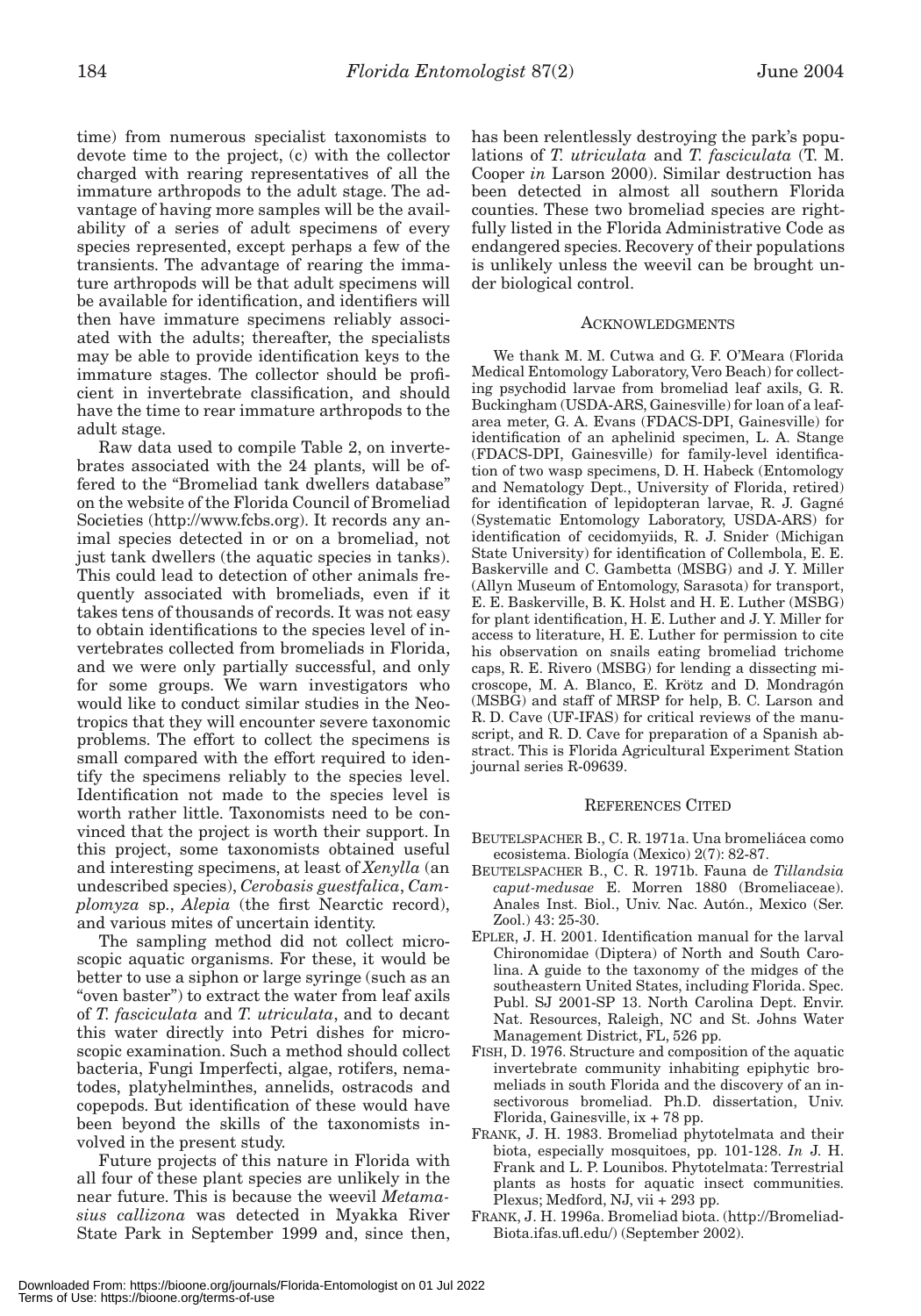time) from numerous specialist taxonomists to devote time to the project, (c) with the collector charged with rearing representatives of all the immature arthropods to the adult stage. The advantage of having more samples will be the availability of a series of adult specimens of every species represented, except perhaps a few of the transients. The advantage of rearing the immature arthropods will be that adult specimens will be available for identification, and identifiers will then have immature specimens reliably associated with the adults; thereafter, the specialists may be able to provide identification keys to the immature stages. The collector should be proficient in invertebrate classification, and should have the time to rear immature arthropods to the adult stage.

Raw data used to compile Table 2, on invertebrates associated with the 24 plants, will be offered to the "Bromeliad tank dwellers database" on the website of the Florida Council of Bromeliad Societies (http://www.fcbs.org). It records any animal species detected in or on a bromeliad, not just tank dwellers (the aquatic species in tanks). This could lead to detection of other animals frequently associated with bromeliads, even if it takes tens of thousands of records. It was not easy to obtain identifications to the species level of invertebrates collected from bromeliads in Florida, and we were only partially successful, and only for some groups. We warn investigators who would like to conduct similar studies in the Neotropics that they will encounter severe taxonomic problems. The effort to collect the specimens is small compared with the effort required to identify the specimens reliably to the species level. Identification not made to the species level is worth rather little. Taxonomists need to be convinced that the project is worth their support. In this project, some taxonomists obtained useful and interesting specimens, at least of *Xenylla* (an undescribed species), *Cerobasis guestfalica*, *Camplomyza* sp., *Alepia* (the first Nearctic record), and various mites of uncertain identity.

The sampling method did not collect microscopic aquatic organisms. For these, it would be better to use a siphon or large syringe (such as an "oven baster") to extract the water from leaf axils of *T. fasciculata* and *T. utriculata*, and to decant this water directly into Petri dishes for microscopic examination. Such a method should collect bacteria, Fungi Imperfecti, algae, rotifers, nematodes, platyhelminthes, annelids, ostracods and copepods. But identification of these would have been beyond the skills of the taxonomists involved in the present study.

Future projects of this nature in Florida with all four of these plant species are unlikely in the near future. This is because the weevil *Metamasius callizona* was detected in Myakka River State Park in September 1999 and, since then, has been relentlessly destroying the park's populations of *T. utriculata* and *T. fasciculata* (T. M. Cooper *in* Larson 2000). Similar destruction has been detected in almost all southern Florida counties. These two bromeliad species are rightfully listed in the Florida Administrative Code as endangered species. Recovery of their populations is unlikely unless the weevil can be brought under biological control.

## Acknowledgments

We thank M. M. Cutwa and G. F. O'Meara (Florida Medical Entomology Laboratory, Vero Beach) for collecting psychodid larvae from bromeliad leaf axils, G. R. Buckingham (USDA-ARS, Gainesville) for loan of a leaf-area meter, G. A. Evans (FDACS-DPI, Gainesville) for identification of an aphelinid specimen, L. A. Stange (FDACS-DPI, Gainesville) for family-level identification of two wasp specimens, D. H. Habeck (Entomology and Nematology Dept., University of Florida, retired) for identification of lepidopteran larvae, R. J. Gagné (Systematic Entomology Laboratory, USDA-ARS) for identification of cecidomyiids, R. J. Snider (Michigan State University) for identification of Collembola, E. E. Baskerville and C. Gambetta (MSBG) and J. Y. Miller (Allyn Museum of Entomology, Sarasota) for transport, E. E. Baskerville, B. K. Holst and H. E. Luther (MSBG) for plant identification, H. E. Luther and J. Y. Miller for access to literature, H. E. Luther for permission to cite his observation on snails eating bromeliad trichome caps, R. E. Rivero (MSBG) for lending a dissecting microscope, M. A. Blanco, E. Krötz and D. Mondragón (MSBG) and staff of MRSP for help, B. C. Larson and R. D. Cave (UF-IFAS) for critical reviews of the manuscript, and R. D. Cave for preparation of a Spanish abstract. This is Florida Agricultural Experiment Station journal series R-09639.

## References Cited

BEUTELSPACHER B., C. R. 1971a. Una bromeliácea como ecosistema. Biología (Mexico) 2(7): 82-87.

BEUTELSPACHER B., C. R. 1971b. Fauna de *Tillandsia caput-medusae* E. Morren 1880 (Bromeliaceae). Anales Inst. Biol., Univ. Nac. Autón., Mexico (Ser. Zool.) 43: 25-30.

EPLER, J. H. 2001. Identification manual for the larval Chironomidae (Diptera) of North and South Carolina. A guide to the taxonomy of the midges of the southeastern United States, including Florida. Spec. Publ. SJ 2001-SP 13. North Carolina Dept. Envir. Nat. Resources, Raleigh, NC and St. Johns Water Management District, FL, 526 pp.

FISH, D. 1976. Structure and composition of the aquatic invertebrate community inhabiting epiphytic bromeliads in south Florida and the discovery of an insectivorous bromeliad. Ph.D. dissertation, Univ. Florida, Gainesville, ix + 78 pp.

FRANK, J. H. 1983. Bromeliad phytotelmata and their biota, especially mosquitoes, pp. 101-128. *In* J. H. Frank and L. P. Lounibos. Phytotelmata: Terrestrial plants as hosts for aquatic insect communities. Plexus; Medford, NJ, vii + 293 pp.

FRANK, J. H. 1996a. Bromeliad biota. (http://BromeliadBiota.ifas.ufl.edu/) (September 2002).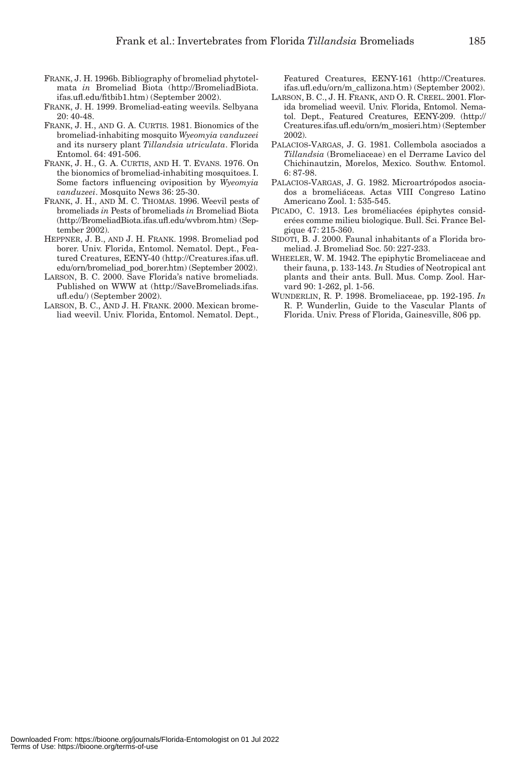FRANK, J. H. 1996b. Bibliography of bromeliad phytotelmata *in* Bromeliad Biota (http://BromeliadBiota.ifas.ufl.edu/fitbib1.htm) (September 2002).

FRANK, J. H. 1999. Bromeliad-eating weevils. Selbyana 20: 40-48.

FRANK, J. H., AND G. A. CURTIS. 1981. Bionomics of the bromeliad-inhabiting mosquito *Wyeomyia vanduzeei* and its nursery plant *Tillandsia utriculata*. Florida Entomol. 64: 491-506.

FRANK, J. H., G. A. CURTIS, AND H. T. EVANS. 1976. On the bionomics of bromeliad-inhabiting mosquitoes. I. Some factors influencing oviposition by *Wyeomyia vanduzeei*. Mosquito News 36: 25-30.

FRANK, J. H., AND M. C. THOMAS. 1996. Weevil pests of bromeliads *in* Pests of bromeliads *in* Bromeliad Biota (http://BromeliadBiota.ifas.ufl.edu/wvbrom.htm) (September 2002).

HEPPNER, J. B., AND J. H. FRANK. 1998. Bromeliad pod borer. Univ. Florida, Entomol. Nematol. Dept., Featured Creatures, EENY-40 (http://Creatures.ifas.ufl.edu/orn/bromeliad_pod_borer.htm) (September 2002).

LARSON, B. C. 2000. Save Florida's native bromeliads. Published on WWW at (http://SaveBromeliads.ifas.ufl.edu/) (September 2002).

LARSON, B. C., AND J. H. FRANK. 2000. Mexican bromeliad weevil. Univ. Florida, Entomol. Nematol. Dept., Featured Creatures, EENY-161 (http://Creatures.ifas.ufl.edu/orn/m_callizona.htm) (September 2002).

LARSON, B. C., J. H. FRANK, AND O. R. CREEL. 2001. Florida bromeliad weevil. Univ. Florida, Entomol. Nematol. Dept., Featured Creatures, EENY-209. (http://Creatures.ifas.ufl.edu/orn/m_mosieri.htm) (September 2002).

PALACIOS-VARGAS, J. G. 1981. Collembola asociados a *Tillandsia* (Bromeliaceae) en el Derrame Lavico del Chichinautzin, Morelos, Mexico. Southw. Entomol. 6: 87-98.

PALACIOS-VARGAS, J. G. 1982. Microartrópodos asociados a bromeliáceas. Actas VIII Congreso Latino Americano Zool. 1: 535-545.

PICADO, C. 1913. Les broméliacées épiphytes considerées comme milieu biologique. Bull. Sci. France Belgique 47: 215-360.

SIDOTI, B. J. 2000. Faunal inhabitants of a Florida bromeliad. J. Bromeliad Soc. 50: 227-233.

WHEELER, W. M. 1942. The epiphytic Bromeliaceae and their fauna, p. 133-143. *In* Studies of Neotropical ant plants and their ants. Bull. Mus. Comp. Zool. Harvard 90: 1-262, pl. 1-56.

WUNDERLIN, R. P. 1998. Bromeliaceae, pp. 192-195. *In* R. P. Wunderlin, Guide to the Vascular Plants of Florida. Univ. Press of Florida, Gainesville, 806 pp.